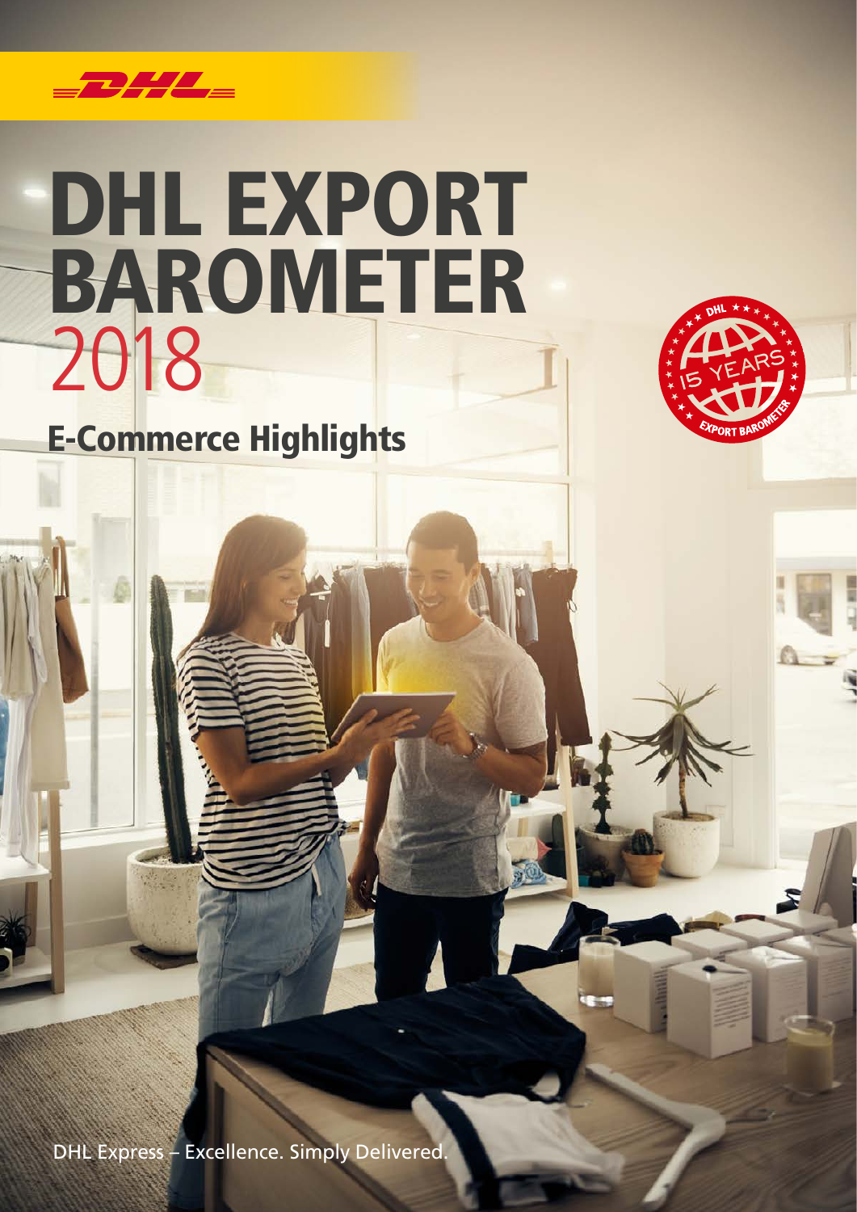# DHL EXPORT BAROMETER 2018

## E-Commerce Highlights

DHL Express – Excellence. Simply Delivered.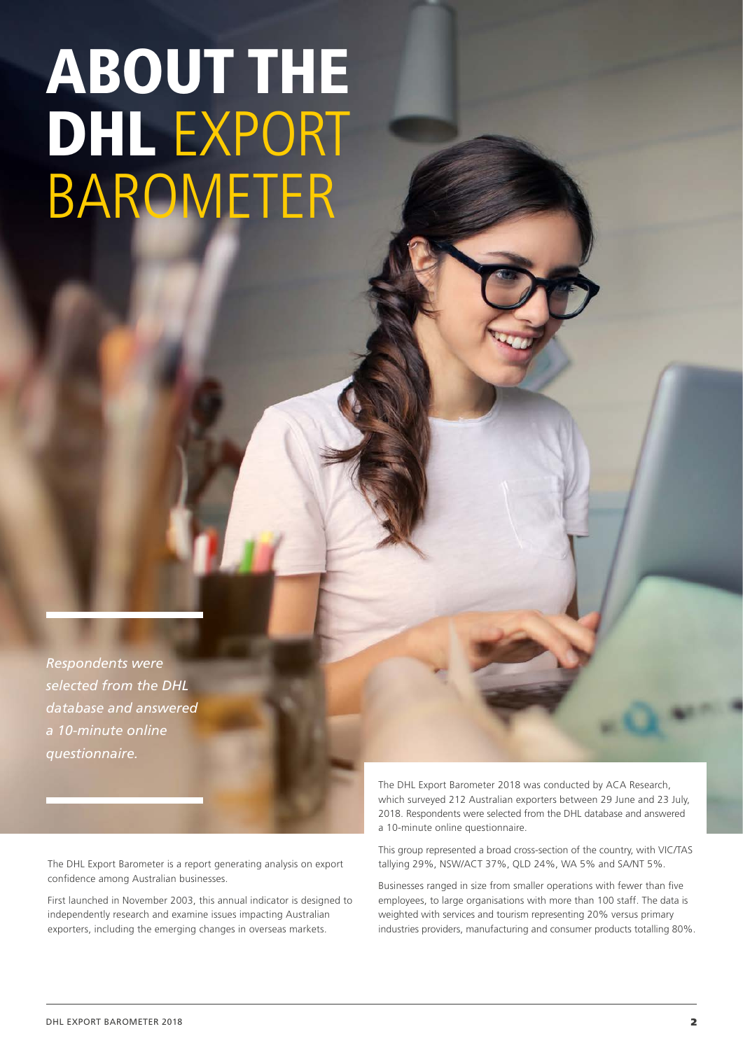# ABOUT THE DHL EXPORT BAROMETER

*Respondents were selected from the DHL database and answered a 10-minute online questionnaire.*

The DHL Export Barometer is a report generating analysis on export confidence among Australian businesses.

First launched in November 2003, this annual indicator is designed to independently research and examine issues impacting Australian exporters, including the emerging changes in overseas markets.

The DHL Export Barometer 2018 was conducted by ACA Research, which surveyed 212 Australian exporters between 29 June and 23 July, 2018. Respondents were selected from the DHL database and answered a 10-minute online questionnaire.

This group represented a broad cross-section of the country, with VIC/TAS tallying 29%, NSW/ACT 37%, QLD 24%, WA 5% and SA/NT 5%.

Businesses ranged in size from smaller operations with fewer than five employees, to large organisations with more than 100 staff. The data is weighted with services and tourism representing 20% versus primary industries providers, manufacturing and consumer products totalling 80%.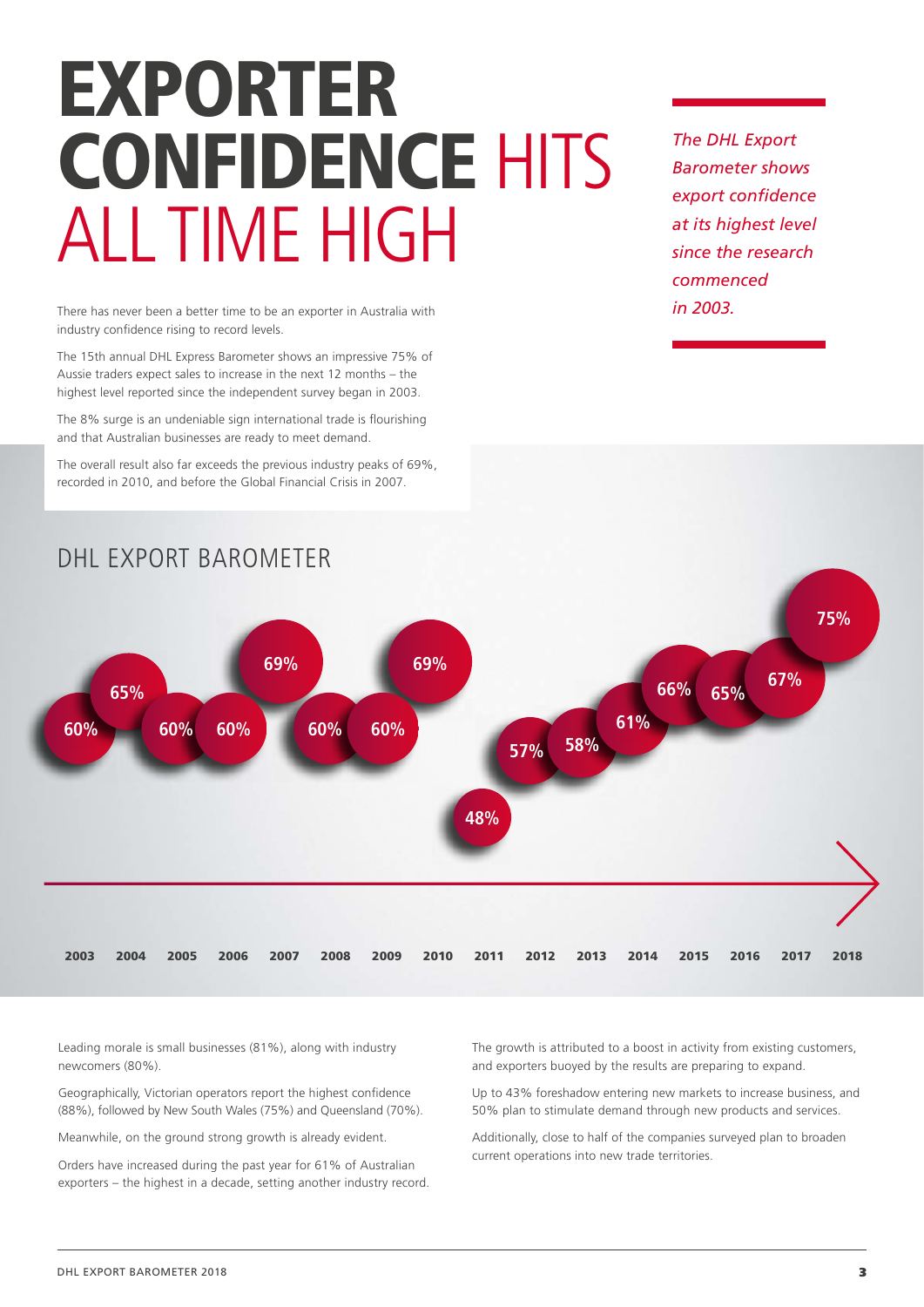# EXPORTER CONFIDENCE HITS ALL TIME HIGH

*The DHL Export Barometer shows export confidence at its highest level since the research commenced in 2003.*

There has never been a better time to be an exporter in Australia with industry confidence rising to record levels.

The 15th annual DHL Express Barometer shows an impressive 75% of Aussie traders expect sales to increase in the next 12 months – the highest level reported since the independent survey began in 2003.

The 8% surge is an undeniable sign international trade is flourishing and that Australian businesses are ready to meet demand.

The overall result also far exceeds the previous industry peaks of 69%, recorded in 2010, and before the Global Financial Crisis in 2007.

## DHL EXPORT BAROMETER

| 2003 | 2004 | 2005 | 2006 | 2007 | 2008 | 2009 | 2010 | 2011 | 2012 | 2013 | 2014 | 2015 | 2016 | 2017 | 2018 |
|---|---|---|---|---|---|---|---|---|---|---|---|---|---|---|---|
| 60% | 65% | 60% | 60% | 69% | 60% | 60% | 69% | 48% | 57% | 58% | 61% | 66% | 65% | 67% | 75% |

Leading morale is small businesses (81%), along with industry newcomers (80%).

Geographically, Victorian operators report the highest confidence (88%), followed by New South Wales (75%) and Queensland (70%).

Meanwhile, on the ground strong growth is already evident.

Orders have increased during the past year for 61% of Australian exporters – the highest in a decade, setting another industry record.

The growth is attributed to a boost in activity from existing customers, and exporters buoyed by the results are preparing to expand.

Up to 43% foreshadow entering new markets to increase business, and 50% plan to stimulate demand through new products and services.

Additionally, close to half of the companies surveyed plan to broaden current operations into new trade territories.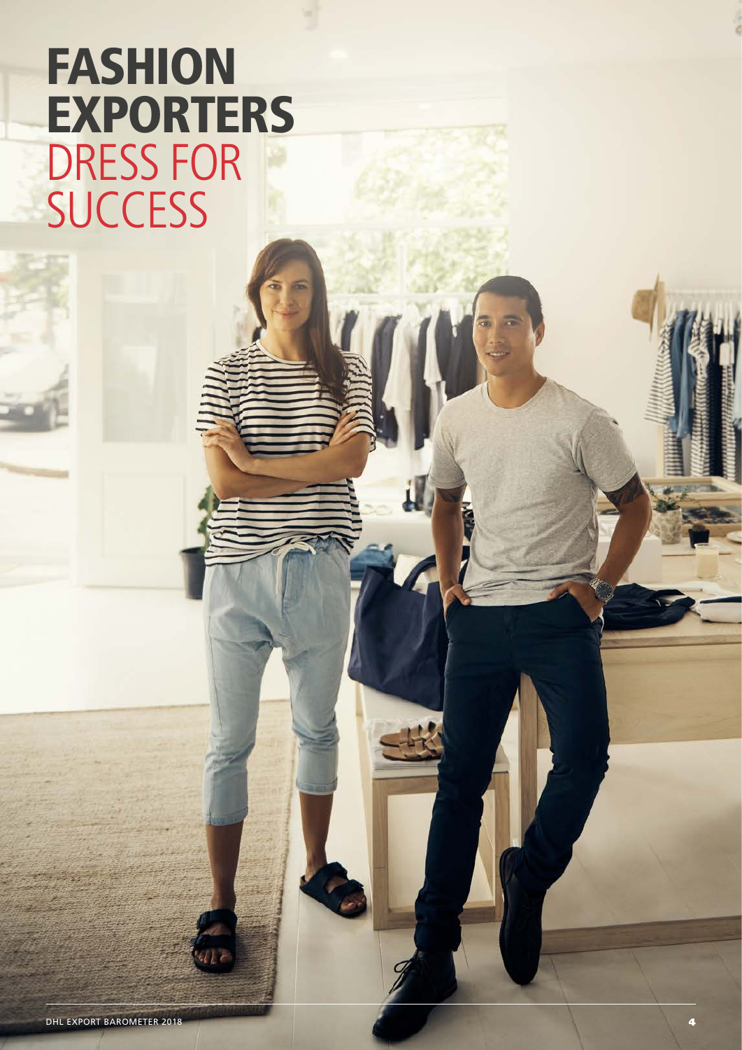# FASHION EXPORTERS DRESS FOR SUCCESS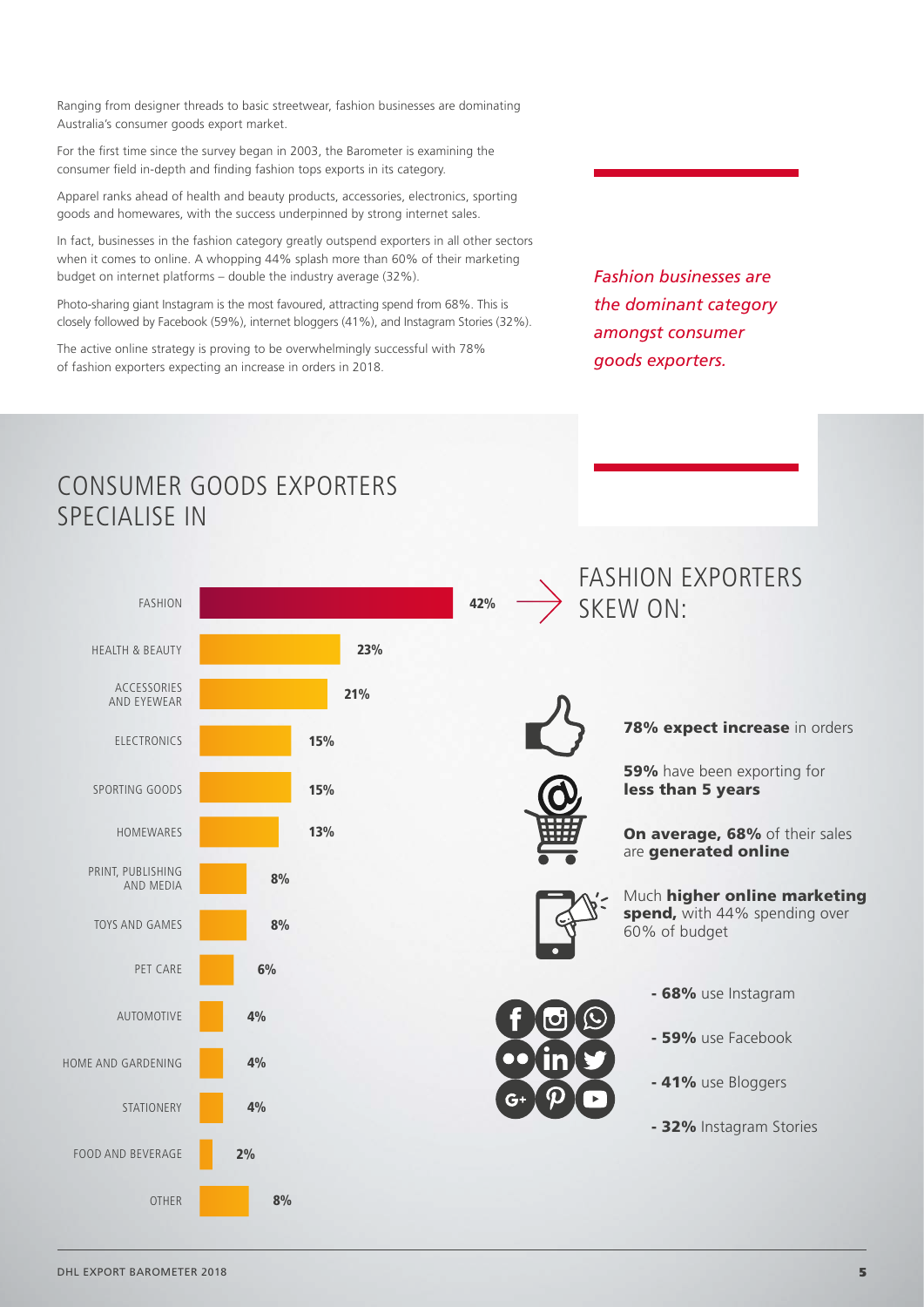Ranging from designer threads to basic streetwear, fashion businesses are dominating Australia's consumer goods export market.

For the first time since the survey began in 2003, the Barometer is examining the consumer field in-depth and finding fashion tops exports in its category.

Apparel ranks ahead of health and beauty products, accessories, electronics, sporting goods and homewares, with the success underpinned by strong internet sales.

In fact, businesses in the fashion category greatly outspend exporters in all other sectors when it comes to online. A whopping 44% splash more than 60% of their marketing budget on internet platforms – double the industry average (32%).

Photo-sharing giant Instagram is the most favoured, attracting spend from 68%. This is closely followed by Facebook (59%), internet bloggers (41%), and Instagram Stories (32%).

The active online strategy is proving to be overwhelmingly successful with 78% of fashion exporters expecting an increase in orders in 2018.

*Fashion businesses are the dominant category amongst consumer goods exporters.*

## CONSUMER GOODS EXPORTERS SPECIALISE IN

| Category | % |
|---|---|
| FASHION | 42% |
| HEALTH & BEAUTY | 23% |
| ACCESSORIES AND EYEWEAR | 21% |
| ELECTRONICS | 15% |
| SPORTING GOODS | 15% |
| HOMEWARES | 13% |
| PRINT, PUBLISHING AND MEDIA | 8% |
| TOYS AND GAMES | 8% |
| PET CARE | 6% |
| AUTOMOTIVE | 4% |
| HOME AND GARDENING | 4% |
| STATIONERY | 4% |
| FOOD AND BEVERAGE | 2% |
| OTHER | 8% |

## FASHION EXPORTERS SKEW ON:

**78% expect increase** in orders

**59%** have been exporting for **less than 5 years**

**On average, 68%** of their sales are **generated online**

Much **higher online marketing spend,** with 44% spending over 60% of budget

- **68%** use Instagram
- **59%** use Facebook
- **41%** use Bloggers
- **32%** Instagram Stories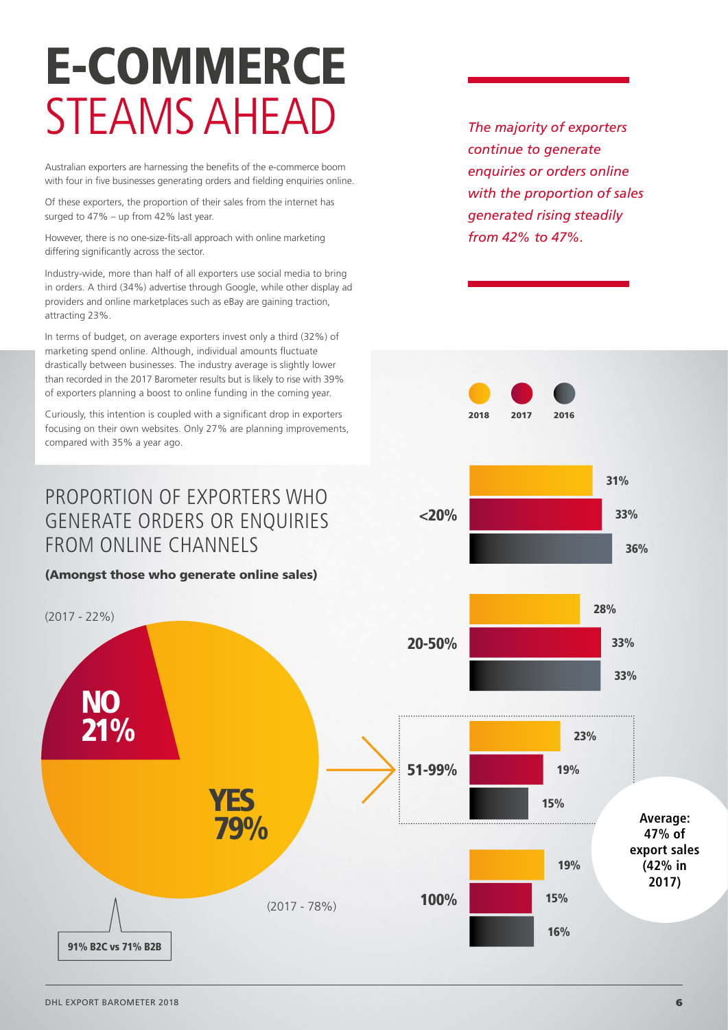# E-COMMERCE STEAMS AHEAD

Australian exporters are harnessing the benefits of the e-commerce boom with four in five businesses generating orders and fielding enquiries online.

Of these exporters, the proportion of their sales from the internet has surged to 47% – up from 42% last year.

However, there is no one-size-fits-all approach with online marketing differing significantly across the sector.

Industry-wide, more than half of all exporters use social media to bring in orders. A third (34%) advertise through Google, while other display ad providers and online marketplaces such as eBay are gaining traction, attracting 23%.

In terms of budget, on average exporters invest only a third (32%) of marketing spend online. Although, individual amounts fluctuate drastically between businesses. The industry average is slightly lower than recorded in the 2017 Barometer results but is likely to rise with 39% of exporters planning a boost to online funding in the coming year.

Curiously, this intention is coupled with a significant drop in exporters focusing on their own websites. Only 27% are planning improvements, compared with 35% a year ago.

*The majority of exporters continue to generate enquiries or orders online with the proportion of sales generated rising steadily from 42% to 47%.*

## PROPORTION OF EXPORTERS WHO GENERATE ORDERS OR ENQUIRIES FROM ONLINE CHANNELS

**(Amongst those who generate online sales)**

- NO 21% (2017 - 22%)
- YES 79% (2017 - 78%)
- 91% B2C vs 71% B2B

| Proportion of export sales | 2018 | 2017 | 2016 |
|---|---|---|---|
| <20% | 31% | 33% | 36% |
| 20-50% | 28% | 33% | 33% |
| 51-99% | 23% | 19% | 15% |
| 100% | 19% | 15% | 16% |

**Average: 47% of export sales (42% in 2017)**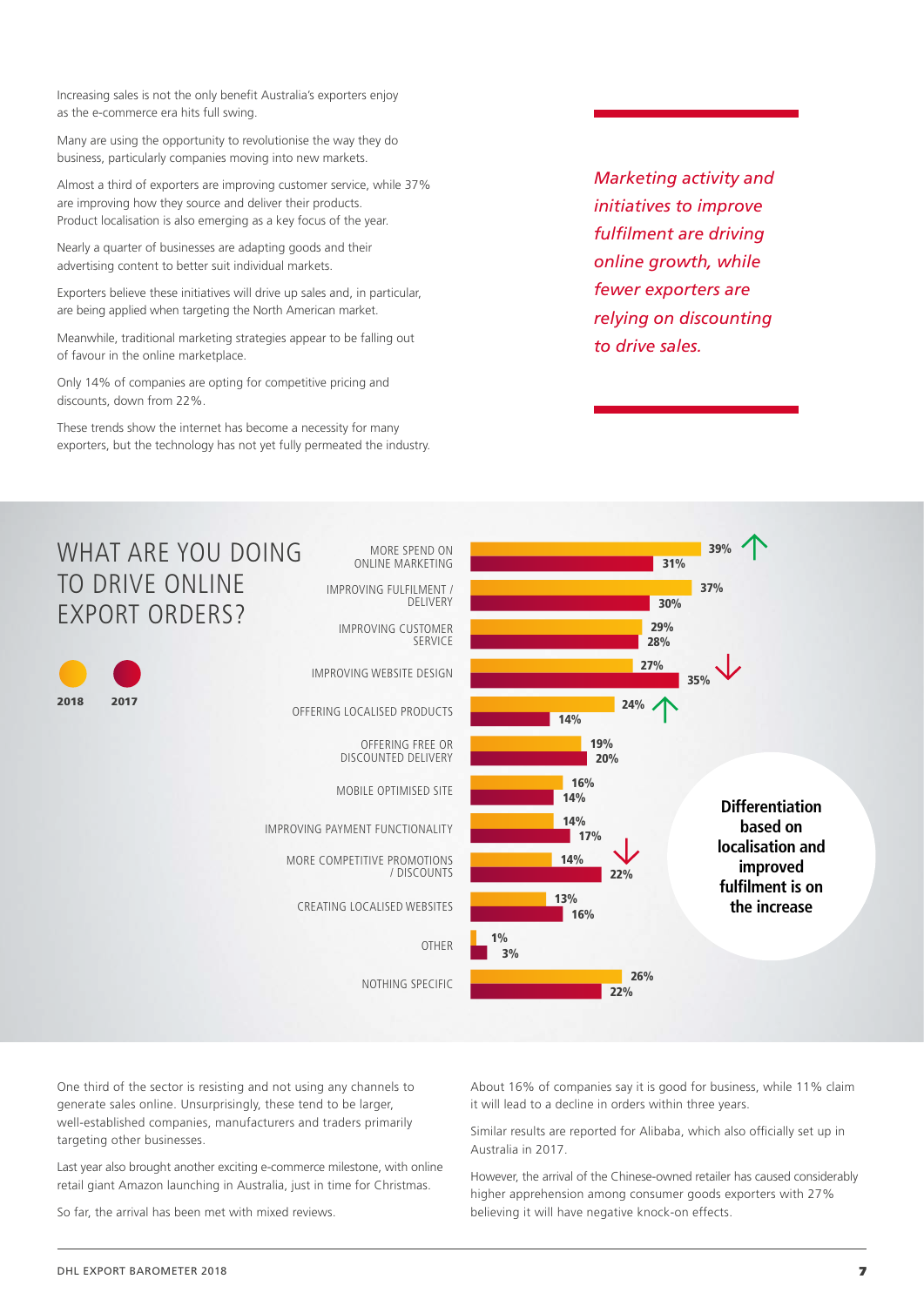Increasing sales is not the only benefit Australia's exporters enjoy as the e-commerce era hits full swing.

Many are using the opportunity to revolutionise the way they do business, particularly companies moving into new markets.

Almost a third of exporters are improving customer service, while 37% are improving how they source and deliver their products. Product localisation is also emerging as a key focus of the year.

Nearly a quarter of businesses are adapting goods and their advertising content to better suit individual markets.

Exporters believe these initiatives will drive up sales and, in particular, are being applied when targeting the North American market.

Meanwhile, traditional marketing strategies appear to be falling out of favour in the online marketplace.

Only 14% of companies are opting for competitive pricing and discounts, down from 22%.

These trends show the internet has become a necessity for many exporters, but the technology has not yet fully permeated the industry.

*Marketing activity and initiatives to improve fulfilment are driving online growth, while fewer exporters are relying on discounting to drive sales.*

## WHAT ARE YOU DOING TO DRIVE ONLINE EXPORT ORDERS?

| | 2018 | 2017 |
|---|---|---|
| MORE SPEND ON ONLINE MARKETING | 39% | 31% |
| IMPROVING FULFILMENT / DELIVERY | 37% | 30% |
| IMPROVING CUSTOMER SERVICE | 29% | 28% |
| IMPROVING WEBSITE DESIGN | 27% | 35% |
| OFFERING LOCALISED PRODUCTS | 24% | 14% |
| OFFERING FREE OR DISCOUNTED DELIVERY | 19% | 20% |
| MOBILE OPTIMISED SITE | 16% | 14% |
| IMPROVING PAYMENT FUNCTIONALITY | 14% | 17% |
| MORE COMPETITIVE PROMOTIONS / DISCOUNTS | 14% | 22% |
| CREATING LOCALISED WEBSITES | 13% | 16% |
| OTHER | 1% | 3% |
| NOTHING SPECIFIC | 26% | 22% |

**Differentiation based on localisation and improved fulfilment is on the increase**

One third of the sector is resisting and not using any channels to generate sales online. Unsurprisingly, these tend to be larger, well-established companies, manufacturers and traders primarily targeting other businesses.

Last year also brought another exciting e-commerce milestone, with online retail giant Amazon launching in Australia, just in time for Christmas.

So far, the arrival has been met with mixed reviews.

About 16% of companies say it is good for business, while 11% claim it will lead to a decline in orders within three years.

Similar results are reported for Alibaba, which also officially set up in Australia in 2017.

However, the arrival of the Chinese-owned retailer has caused considerably higher apprehension among consumer goods exporters with 27% believing it will have negative knock-on effects.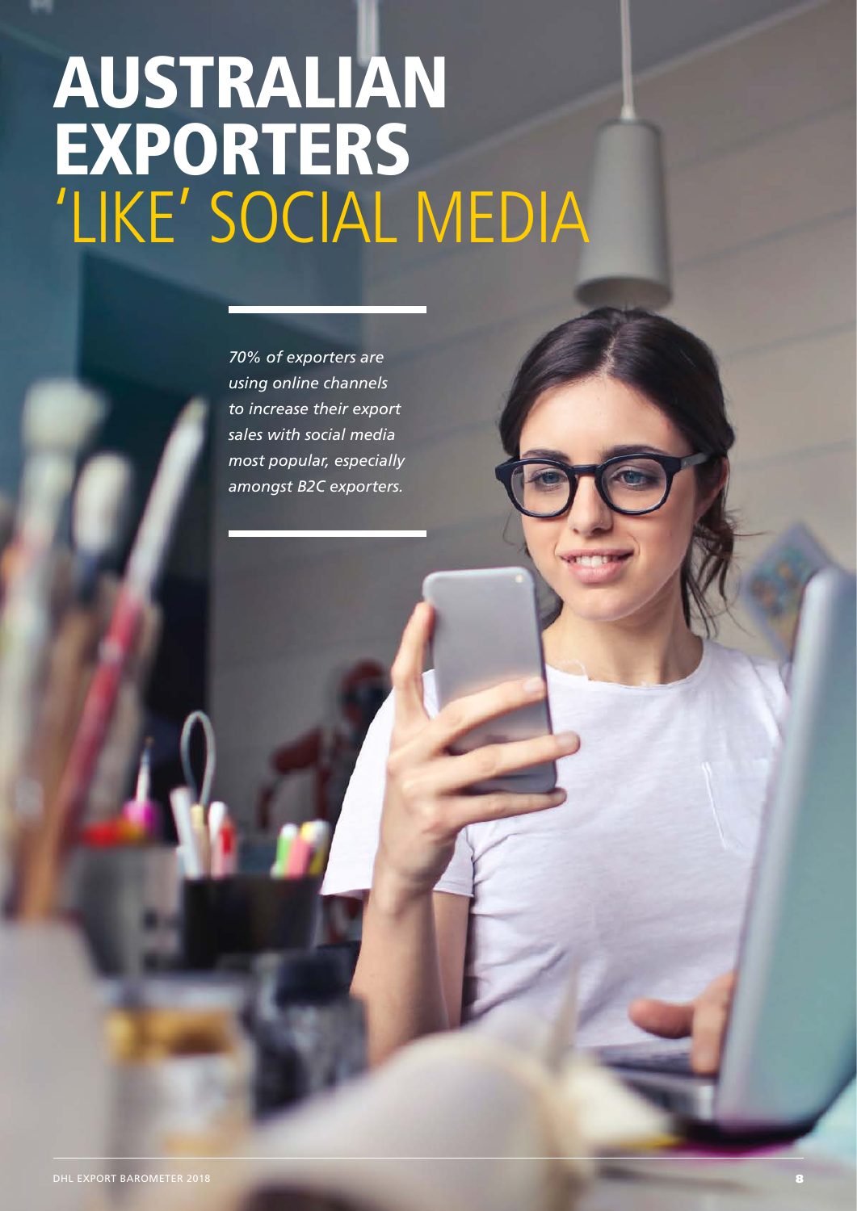# AUSTRALIAN EXPORTERS 'LIKE' SOCIAL MEDIA

*70% of exporters are using online channels to increase their export sales with social media most popular, especially amongst B2C exporters.*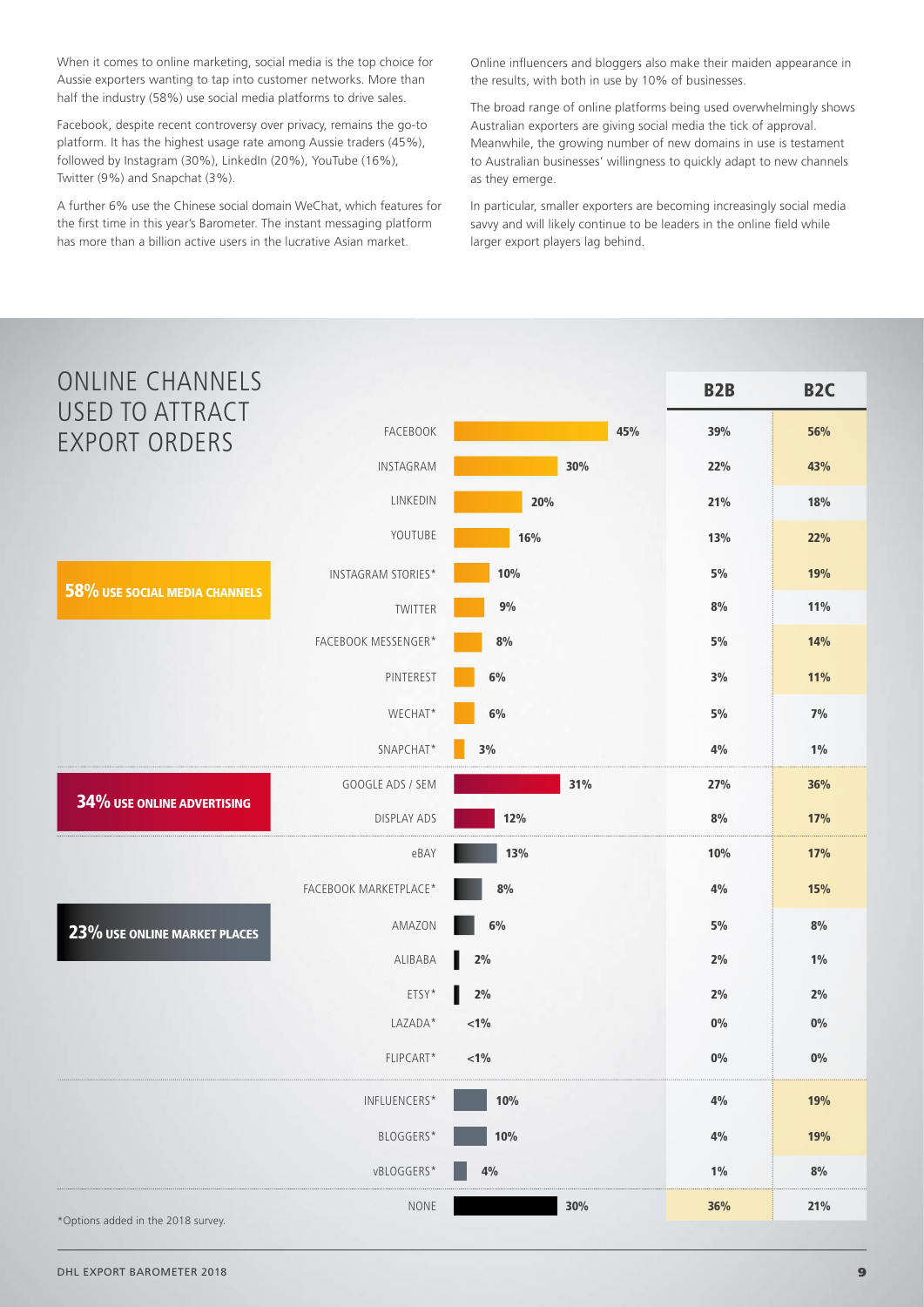When it comes to online marketing, social media is the top choice for Aussie exporters wanting to tap into customer networks. More than half the industry (58%) use social media platforms to drive sales.

Facebook, despite recent controversy over privacy, remains the go-to platform. It has the highest usage rate among Aussie traders (45%), followed by Instagram (30%), LinkedIn (20%), YouTube (16%), Twitter (9%) and Snapchat (3%).

A further 6% use the Chinese social domain WeChat, which features for the first time in this year's Barometer. The instant messaging platform has more than a billion active users in the lucrative Asian market.

Online influencers and bloggers also make their maiden appearance in the results, with both in use by 10% of businesses.

The broad range of online platforms being used overwhelmingly shows Australian exporters are giving social media the tick of approval. Meanwhile, the growing number of new domains in use is testament to Australian businesses' willingness to quickly adapt to new channels as they emerge.

In particular, smaller exporters are becoming increasingly social media savvy and will likely continue to be leaders in the online field while larger export players lag behind.

## ONLINE CHANNELS USED TO ATTRACT EXPORT ORDERS

| Category | Channel | Total | B2B | B2C |
|---|---|---|---|---|
| **58% USE SOCIAL MEDIA CHANNELS** | FACEBOOK | 45% | 39% | 56% |
| | INSTAGRAM | 30% | 22% | 43% |
| | LINKEDIN | 20% | 21% | 18% |
| | YOUTUBE | 16% | 13% | 22% |
| | INSTAGRAM STORIES* | 10% | 5% | 19% |
| | TWITTER | 9% | 8% | 11% |
| | FACEBOOK MESSENGER* | 8% | 5% | 14% |
| | PINTEREST | 6% | 3% | 11% |
| | WECHAT* | 6% | 5% | 7% |
| | SNAPCHAT* | 3% | 4% | 1% |
| **34% USE ONLINE ADVERTISING** | GOOGLE ADS / SEM | 31% | 27% | 36% |
| | DISPLAY ADS | 12% | 8% | 17% |
| **23% USE ONLINE MARKET PLACES** | eBAY | 13% | 10% | 17% |
| | FACEBOOK MARKETPLACE* | 8% | 4% | 15% |
| | AMAZON | 6% | 5% | 8% |
| | ALIBABA | 2% | 2% | 1% |
| | ETSY* | 2% | 2% | 2% |
| | LAZADA* | <1% | 0% | 0% |
| | FLIPCART* | <1% | 0% | 0% |
| | INFLUENCERS* | 10% | 4% | 19% |
| | BLOGGERS* | 10% | 4% | 19% |
| | vBLOGGERS* | 4% | 1% | 8% |
| | NONE | 30% | 36% | 21% |

*Options added in the 2018 survey.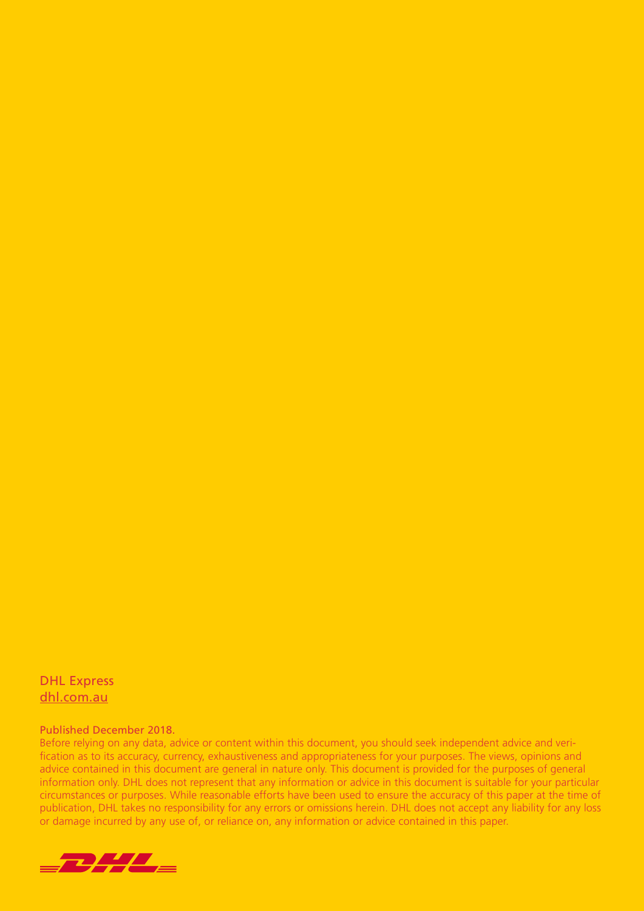DHL Express
dhl.com.au

Published December 2018.

Before relying on any data, advice or content within this document, you should seek independent advice and verification as to its accuracy, currency, exhaustiveness and appropriateness for your purposes. The views, opinions and advice contained in this document are general in nature only. This document is provided for the purposes of general information only. DHL does not represent that any information or advice in this document is suitable for your particular circumstances or purposes. While reasonable efforts have been used to ensure the accuracy of this paper at the time of publication, DHL takes no responsibility for any errors or omissions herein. DHL does not accept any liability for any loss or damage incurred by any use of, or reliance on, any information or advice contained in this paper.